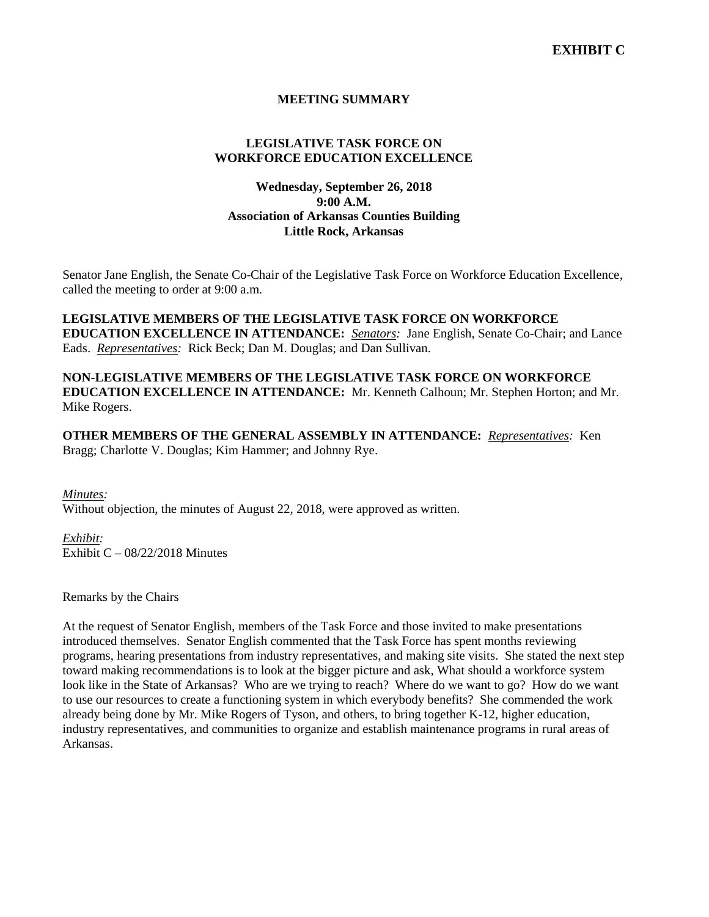**EXHIBIT C**

**MEETING SUMMARY**

**LEGISLATIVE TASK FORCE ON WORKFORCE EDUCATION EXCELLENCE**

**Wednesday, September 26, 2018**
**9:00 A.M.**
**Association of Arkansas Counties Building**
**Little Rock, Arkansas**

Senator Jane English, the Senate Co-Chair of the Legislative Task Force on Workforce Education Excellence, called the meeting to order at 9:00 a.m.

**LEGISLATIVE MEMBERS OF THE LEGISLATIVE TASK FORCE ON WORKFORCE EDUCATION EXCELLENCE IN ATTENDANCE:** *Senators:* Jane English, Senate Co-Chair; and Lance Eads. *Representatives:* Rick Beck; Dan M. Douglas; and Dan Sullivan.

**NON-LEGISLATIVE MEMBERS OF THE LEGISLATIVE TASK FORCE ON WORKFORCE EDUCATION EXCELLENCE IN ATTENDANCE:** Mr. Kenneth Calhoun; Mr. Stephen Horton; and Mr. Mike Rogers.

**OTHER MEMBERS OF THE GENERAL ASSEMBLY IN ATTENDANCE:** *Representatives:* Ken Bragg; Charlotte V. Douglas; Kim Hammer; and Johnny Rye.

*Minutes:*
Without objection, the minutes of August 22, 2018, were approved as written.

*Exhibit:*
Exhibit C – 08/22/2018 Minutes

Remarks by the Chairs

At the request of Senator English, members of the Task Force and those invited to make presentations introduced themselves. Senator English commented that the Task Force has spent months reviewing programs, hearing presentations from industry representatives, and making site visits. She stated the next step toward making recommendations is to look at the bigger picture and ask, What should a workforce system look like in the State of Arkansas? Who are we trying to reach? Where do we want to go? How do we want to use our resources to create a functioning system in which everybody benefits? She commended the work already being done by Mr. Mike Rogers of Tyson, and others, to bring together K-12, higher education, industry representatives, and communities to organize and establish maintenance programs in rural areas of Arkansas.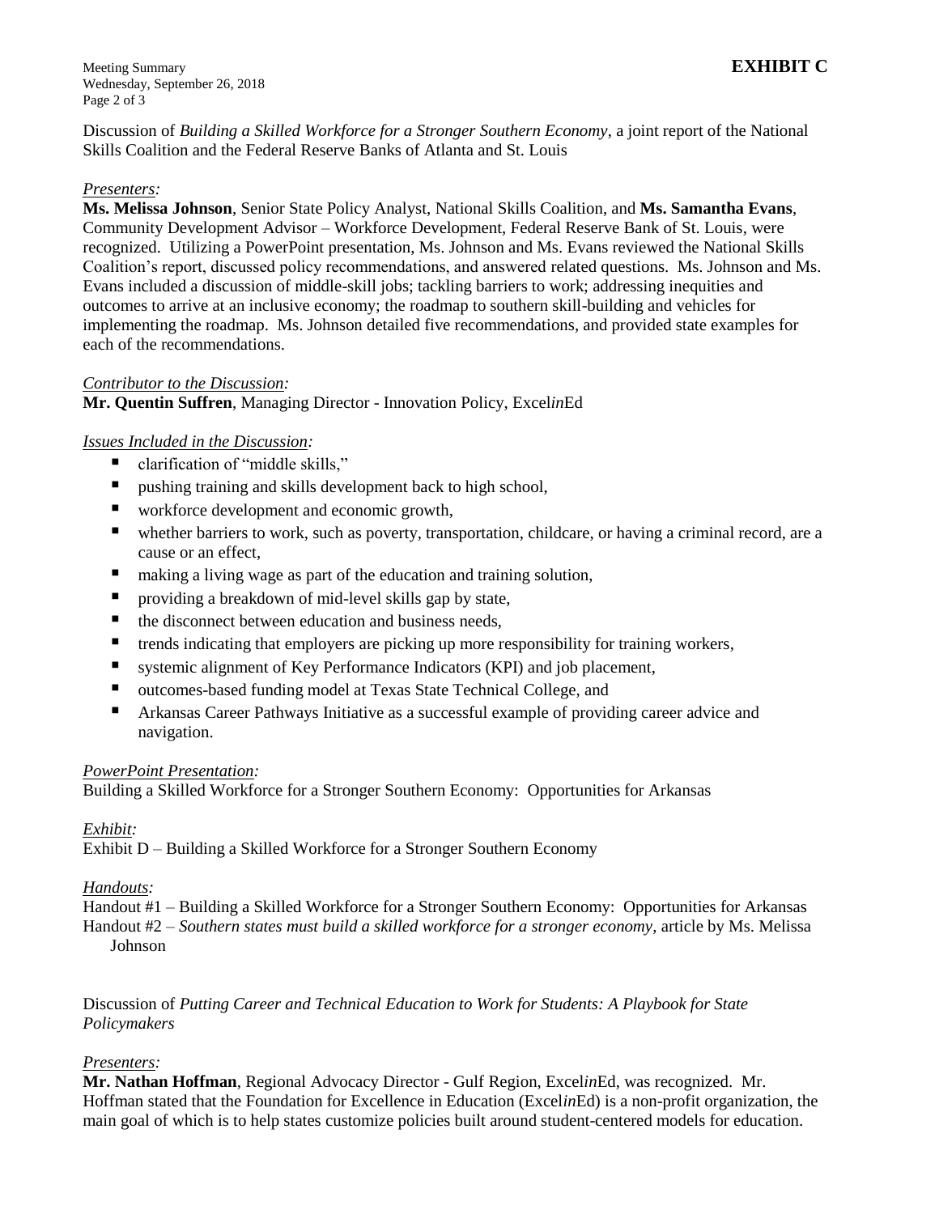**EXHIBIT C**

Discussion of *Building a Skilled Workforce for a Stronger Southern Economy*, a joint report of the National Skills Coalition and the Federal Reserve Banks of Atlanta and St. Louis

*Presenters:*

**Ms. Melissa Johnson**, Senior State Policy Analyst, National Skills Coalition, and **Ms. Samantha Evans**, Community Development Advisor – Workforce Development, Federal Reserve Bank of St. Louis, were recognized. Utilizing a PowerPoint presentation, Ms. Johnson and Ms. Evans reviewed the National Skills Coalition's report, discussed policy recommendations, and answered related questions. Ms. Johnson and Ms. Evans included a discussion of middle-skill jobs; tackling barriers to work; addressing inequities and outcomes to arrive at an inclusive economy; the roadmap to southern skill-building and vehicles for implementing the roadmap. Ms. Johnson detailed five recommendations, and provided state examples for each of the recommendations.

*Contributor to the Discussion:*

**Mr. Quentin Suffren**, Managing Director - Innovation Policy, Excel*in*Ed

*Issues Included in the Discussion:*

- clarification of "middle skills,"
- pushing training and skills development back to high school,
- workforce development and economic growth,
- whether barriers to work, such as poverty, transportation, childcare, or having a criminal record, are a cause or an effect,
- making a living wage as part of the education and training solution,
- providing a breakdown of mid-level skills gap by state,
- the disconnect between education and business needs,
- trends indicating that employers are picking up more responsibility for training workers,
- systemic alignment of Key Performance Indicators (KPI) and job placement,
- outcomes-based funding model at Texas State Technical College, and
- Arkansas Career Pathways Initiative as a successful example of providing career advice and navigation.

*PowerPoint Presentation:*

Building a Skilled Workforce for a Stronger Southern Economy: Opportunities for Arkansas

*Exhibit:*

Exhibit D – Building a Skilled Workforce for a Stronger Southern Economy

*Handouts:*

Handout #1 – Building a Skilled Workforce for a Stronger Southern Economy: Opportunities for Arkansas

Handout #2 – *Southern states must build a skilled workforce for a stronger economy*, article by Ms. Melissa Johnson

Discussion of *Putting Career and Technical Education to Work for Students: A Playbook for State Policymakers*

*Presenters:*

**Mr. Nathan Hoffman**, Regional Advocacy Director - Gulf Region, Excel*in*Ed, was recognized. Mr. Hoffman stated that the Foundation for Excellence in Education (Excel*in*Ed) is a non-profit organization, the main goal of which is to help states customize policies built around student-centered models for education.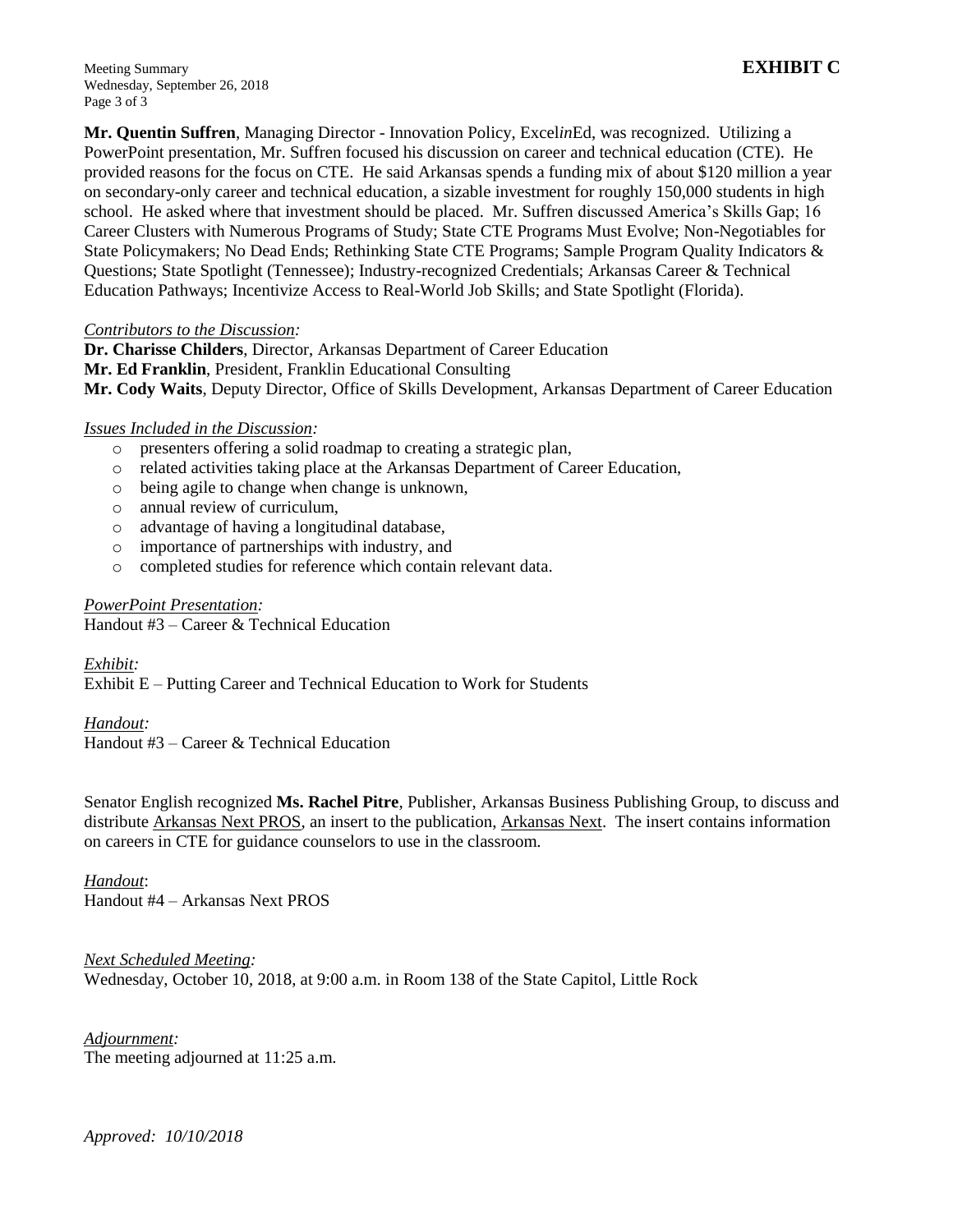**EXHIBIT C**

**Mr. Quentin Suffren**, Managing Director - Innovation Policy, Excel*in*Ed, was recognized. Utilizing a PowerPoint presentation, Mr. Suffren focused his discussion on career and technical education (CTE). He provided reasons for the focus on CTE. He said Arkansas spends a funding mix of about $120 million a year on secondary-only career and technical education, a sizable investment for roughly 150,000 students in high school. He asked where that investment should be placed. Mr. Suffren discussed America's Skills Gap; 16 Career Clusters with Numerous Programs of Study; State CTE Programs Must Evolve; Non-Negotiables for State Policymakers; No Dead Ends; Rethinking State CTE Programs; Sample Program Quality Indicators & Questions; State Spotlight (Tennessee); Industry-recognized Credentials; Arkansas Career & Technical Education Pathways; Incentivize Access to Real-World Job Skills; and State Spotlight (Florida).

*Contributors to the Discussion:*
**Dr. Charisse Childers**, Director, Arkansas Department of Career Education
**Mr. Ed Franklin**, President, Franklin Educational Consulting
**Mr. Cody Waits**, Deputy Director, Office of Skills Development, Arkansas Department of Career Education

*Issues Included in the Discussion:*

- presenters offering a solid roadmap to creating a strategic plan,
- related activities taking place at the Arkansas Department of Career Education,
- being agile to change when change is unknown,
- annual review of curriculum,
- advantage of having a longitudinal database,
- importance of partnerships with industry, and
- completed studies for reference which contain relevant data.

*PowerPoint Presentation:*
Handout #3 – Career & Technical Education

*Exhibit:*
Exhibit E – Putting Career and Technical Education to Work for Students

*Handout:*
Handout #3 – Career & Technical Education

Senator English recognized **Ms. Rachel Pitre**, Publisher, Arkansas Business Publishing Group, to discuss and distribute Arkansas Next PROS, an insert to the publication, Arkansas Next. The insert contains information on careers in CTE for guidance counselors to use in the classroom.

*Handout*:
Handout #4 – Arkansas Next PROS

*Next Scheduled Meeting:*
Wednesday, October 10, 2018, at 9:00 a.m. in Room 138 of the State Capitol, Little Rock

*Adjournment:*
The meeting adjourned at 11:25 a.m.

*Approved: 10/10/2018*